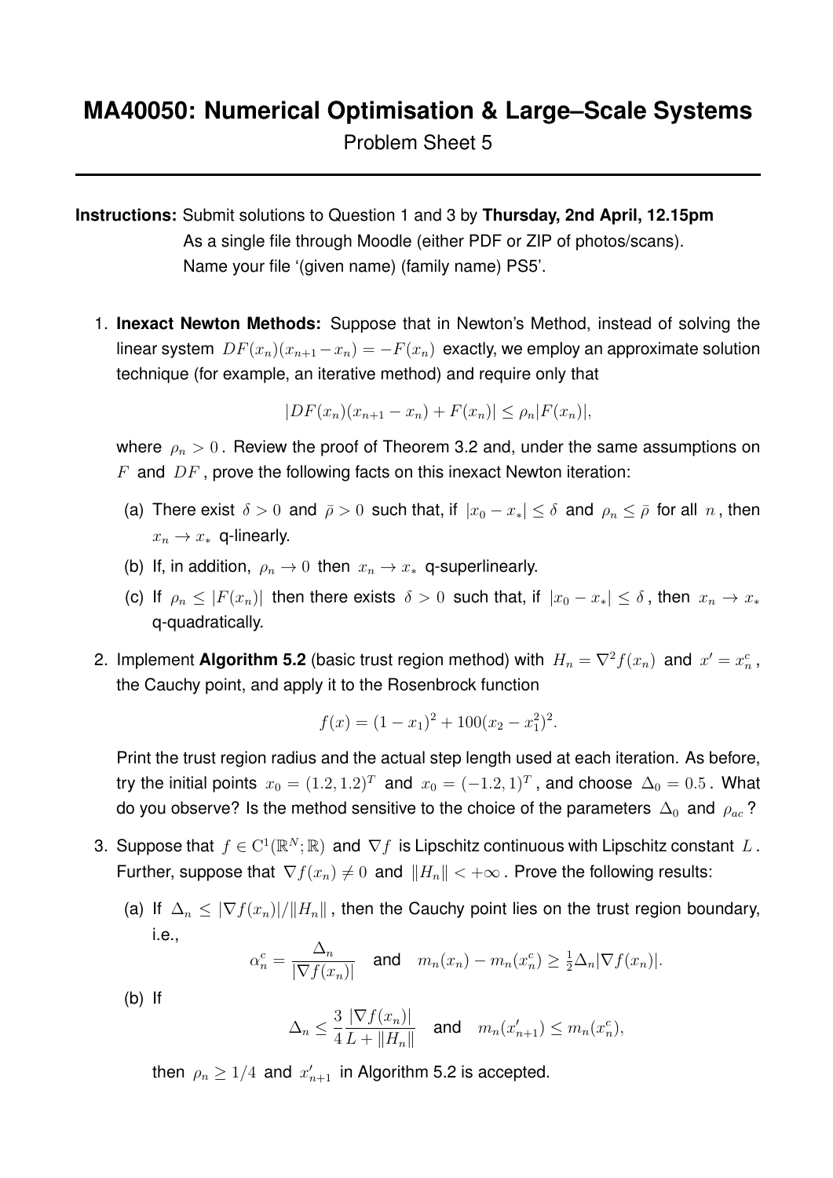# MA40050: Numerical Optimisation & Large–Scale Systems

Problem Sheet 5

---

**Instructions:** Submit solutions to Question 1 and 3 by **Thursday, 2nd April, 12.15pm**
As a single file through Moodle (either PDF or ZIP of photos/scans).
Name your file '(given name) (family name) PS5'.

1. **Inexact Newton Methods:** Suppose that in Newton's Method, instead of solving the linear system $DF(x_n)(x_{n+1}-x_n) = -F(x_n)$ exactly, we employ an approximate solution technique (for example, an iterative method) and require only that

$$|DF(x_n)(x_{n+1} - x_n) + F(x_n)| \leq \rho_n |F(x_n)|,$$

where $\rho_n > 0$. Review the proof of Theorem 3.2 and, under the same assumptions on $F$ and $DF$, prove the following facts on this inexact Newton iteration:

   (a) There exist $\delta > 0$ and $\bar{\rho} > 0$ such that, if $|x_0 - x_*| \leq \delta$ and $\rho_n \leq \bar{\rho}$ for all $n$, then $x_n \to x_*$ q-linearly.

   (b) If, in addition, $\rho_n \to 0$ then $x_n \to x_*$ q-superlinearly.

   (c) If $\rho_n \leq |F(x_n)|$ then there exists $\delta > 0$ such that, if $|x_0 - x_*| \leq \delta$, then $x_n \to x_*$ q-quadratically.

2. Implement **Algorithm 5.2** (basic trust region method) with $H_n = \nabla^2 f(x_n)$ and $x' = x_n^c$, the Cauchy point, and apply it to the Rosenbrock function

$$f(x) = (1 - x_1)^2 + 100(x_2 - x_1^2)^2.$$

Print the trust region radius and the actual step length used at each iteration. As before, try the initial points $x_0 = (1.2, 1.2)^T$ and $x_0 = (-1.2, 1)^T$, and choose $\Delta_0 = 0.5$. What do you observe? Is the method sensitive to the choice of the parameters $\Delta_0$ and $\rho_{ac}$?

3. Suppose that $f \in \mathrm{C}^1(\mathbb{R}^N; \mathbb{R})$ and $\nabla f$ is Lipschitz continuous with Lipschitz constant $L$. Further, suppose that $\nabla f(x_n) \neq 0$ and $\|H_n\| < +\infty$. Prove the following results:

   (a) If $\Delta_n \leq |\nabla f(x_n)|/\|H_n\|$, then the Cauchy point lies on the trust region boundary, i.e.,

$$\alpha_n^c = \frac{\Delta_n}{|\nabla f(x_n)|} \quad \text{and} \quad m_n(x_n) - m_n(x_n^c) \geq \tfrac{1}{2}\Delta_n |\nabla f(x_n)|.$$

   (b) If

$$\Delta_n \leq \frac{3}{4}\frac{|\nabla f(x_n)|}{L + \|H_n\|} \quad \text{and} \quad m_n(x'_{n+1}) \leq m_n(x_n^c),$$

   then $\rho_n \geq 1/4$ and $x'_{n+1}$ in Algorithm 5.2 is accepted.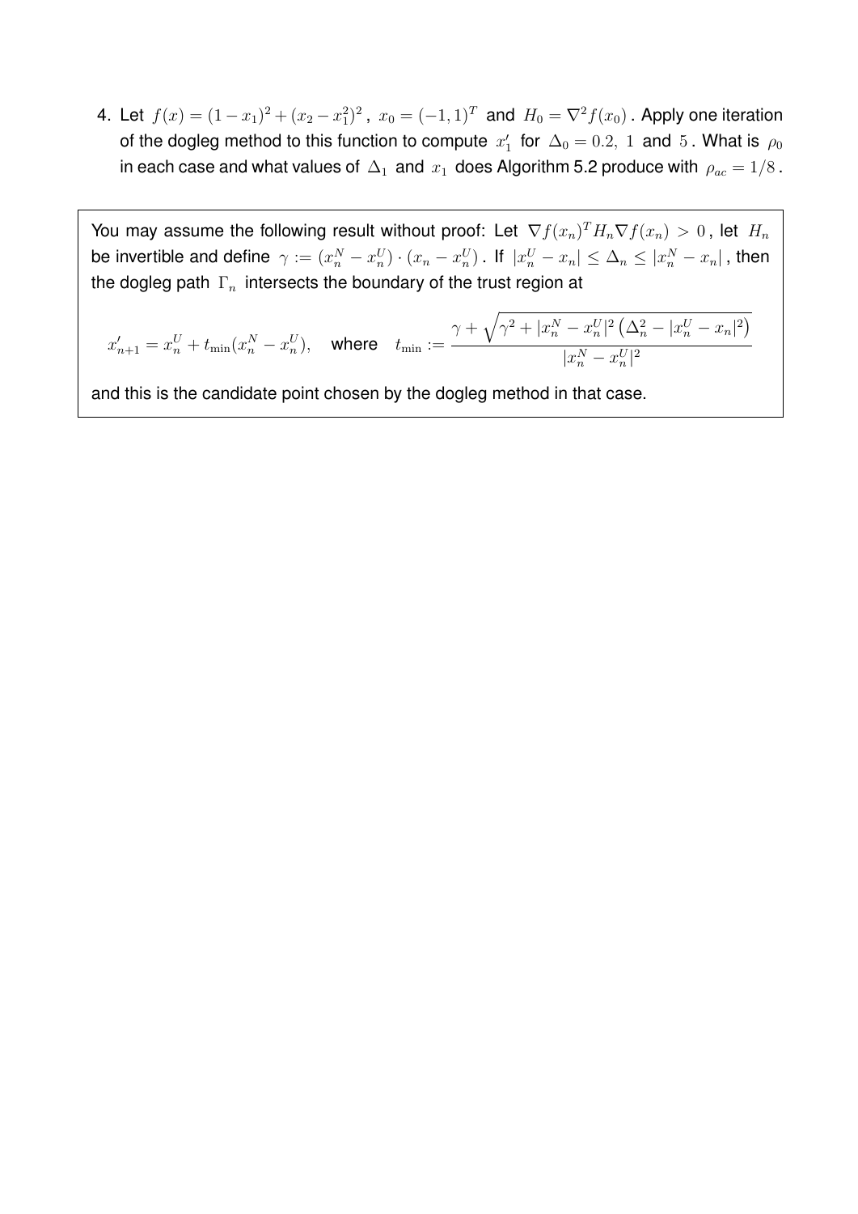4. Let $f(x) = (1 - x_1)^2 + (x_2 - x_1^2)^2$, $x_0 = (-1, 1)^T$ and $H_0 = \nabla^2 f(x_0)$. Apply one iteration of the dogleg method to this function to compute $x_1'$ for $\Delta_0 = 0.2,\ 1$ and $5$. What is $\rho_0$ in each case and what values of $\Delta_1$ and $x_1$ does Algorithm 5.2 produce with $\rho_{ac} = 1/8$.

> You may assume the following result without proof: Let $\nabla f(x_n)^T H_n \nabla f(x_n) > 0$, let $H_n$ be invertible and define $\gamma := (x_n^N - x_n^U) \cdot (x_n - x_n^U)$. If $|x_n^U - x_n| \le \Delta_n \le |x_n^N - x_n|$, then the dogleg path $\Gamma_n$ intersects the boundary of the trust region at
>
> $$x_{n+1}' = x_n^U + t_{\min}(x_n^N - x_n^U), \quad \text{where} \quad t_{\min} := \frac{\gamma + \sqrt{\gamma^2 + |x_n^N - x_n^U|^2 \left(\Delta_n^2 - |x_n^U - x_n|^2\right)}}{|x_n^N - x_n^U|^2}$$
>
> and this is the candidate point chosen by the dogleg method in that case.